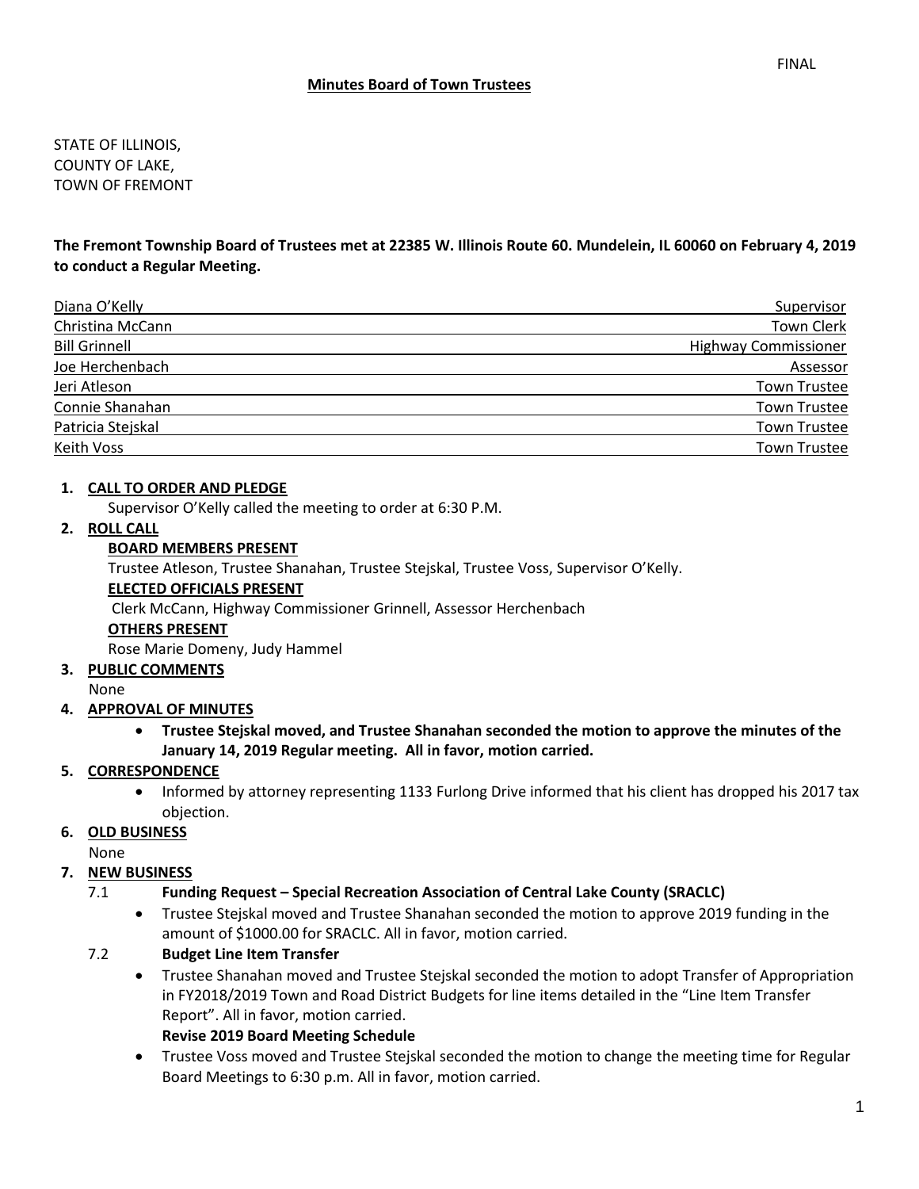FINAL

# Minutes Board of Town Trustees

STATE OF ILLINOIS,
COUNTY OF LAKE,
TOWN OF FREMONT

**The Fremont Township Board of Trustees met at 22385 W. Illinois Route 60. Mundelein, IL 60060 on February 4, 2019 to conduct a Regular Meeting.**

| Name | Title |
| --- | --- |
| Diana O'Kelly | Supervisor |
| Christina McCann | Town Clerk |
| Bill Grinnell | Highway Commissioner |
| Joe Herchenbach | Assessor |
| Jeri Atleson | Town Trustee |
| Connie Shanahan | Town Trustee |
| Patricia Stejskal | Town Trustee |
| Keith Voss | Town Trustee |

1. **CALL TO ORDER AND PLEDGE**
   Supervisor O'Kelly called the meeting to order at 6:30 P.M.
2. **ROLL CALL**
   **BOARD MEMBERS PRESENT**
   Trustee Atleson, Trustee Shanahan, Trustee Stejskal, Trustee Voss, Supervisor O'Kelly.
   **ELECTED OFFICIALS PRESENT**
   Clerk McCann, Highway Commissioner Grinnell, Assessor Herchenbach
   **OTHERS PRESENT**
   Rose Marie Domeny, Judy Hammel
3. **PUBLIC COMMENTS**
   None
4. **APPROVAL OF MINUTES**
   - **Trustee Stejskal moved, and Trustee Shanahan seconded the motion to approve the minutes of the January 14, 2019 Regular meeting. All in favor, motion carried.**
5. **CORRESPONDENCE**
   - Informed by attorney representing 1133 Furlong Drive informed that his client has dropped his 2017 tax objection.
6. **OLD BUSINESS**
   None
7. **NEW BUSINESS**

   7.1 **Funding Request – Special Recreation Association of Central Lake County (SRACLC)**
   - Trustee Stejskal moved and Trustee Shanahan seconded the motion to approve 2019 funding in the amount of $1000.00 for SRACLC. All in favor, motion carried.

   7.2 **Budget Line Item Transfer**
   - Trustee Shanahan moved and Trustee Stejskal seconded the motion to adopt Transfer of Appropriation in FY2018/2019 Town and Road District Budgets for line items detailed in the "Line Item Transfer Report". All in favor, motion carried.

   **Revise 2019 Board Meeting Schedule**
   - Trustee Voss moved and Trustee Stejskal seconded the motion to change the meeting time for Regular Board Meetings to 6:30 p.m. All in favor, motion carried.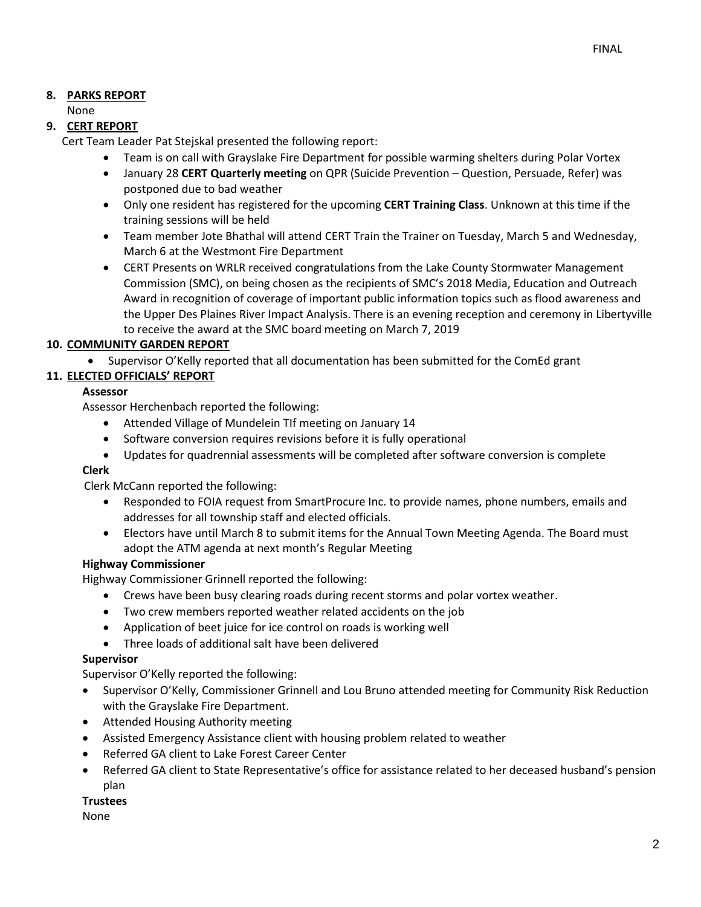**8. PARKS REPORT**

None

**9. CERT REPORT**

Cert Team Leader Pat Stejskal presented the following report:

- Team is on call with Grayslake Fire Department for possible warming shelters during Polar Vortex
- January 28 **CERT Quarterly meeting** on QPR (Suicide Prevention – Question, Persuade, Refer) was postponed due to bad weather
- Only one resident has registered for the upcoming **CERT Training Class**. Unknown at this time if the training sessions will be held
- Team member Jote Bhathal will attend CERT Train the Trainer on Tuesday, March 5 and Wednesday, March 6 at the Westmont Fire Department
- CERT Presents on WRLR received congratulations from the Lake County Stormwater Management Commission (SMC), on being chosen as the recipients of SMC's 2018 Media, Education and Outreach Award in recognition of coverage of important public information topics such as flood awareness and the Upper Des Plaines River Impact Analysis. There is an evening reception and ceremony in Libertyville to receive the award at the SMC board meeting on March 7, 2019

**10. COMMUNITY GARDEN REPORT**

- Supervisor O'Kelly reported that all documentation has been submitted for the ComEd grant

**11. ELECTED OFFICIALS' REPORT**

**Assessor**

Assessor Herchenbach reported the following:

- Attended Village of Mundelein TIf meeting on January 14
- Software conversion requires revisions before it is fully operational
- Updates for quadrennial assessments will be completed after software conversion is complete

**Clerk**

Clerk McCann reported the following:

- Responded to FOIA request from SmartProcure Inc. to provide names, phone numbers, emails and addresses for all township staff and elected officials.
- Electors have until March 8 to submit items for the Annual Town Meeting Agenda. The Board must adopt the ATM agenda at next month's Regular Meeting

**Highway Commissioner**

Highway Commissioner Grinnell reported the following:

- Crews have been busy clearing roads during recent storms and polar vortex weather.
- Two crew members reported weather related accidents on the job
- Application of beet juice for ice control on roads is working well
- Three loads of additional salt have been delivered

**Supervisor**

Supervisor O'Kelly reported the following:

- Supervisor O'Kelly, Commissioner Grinnell and Lou Bruno attended meeting for Community Risk Reduction with the Grayslake Fire Department.
- Attended Housing Authority meeting
- Assisted Emergency Assistance client with housing problem related to weather
- Referred GA client to Lake Forest Career Center
- Referred GA client to State Representative's office for assistance related to her deceased husband's pension plan

**Trustees**

None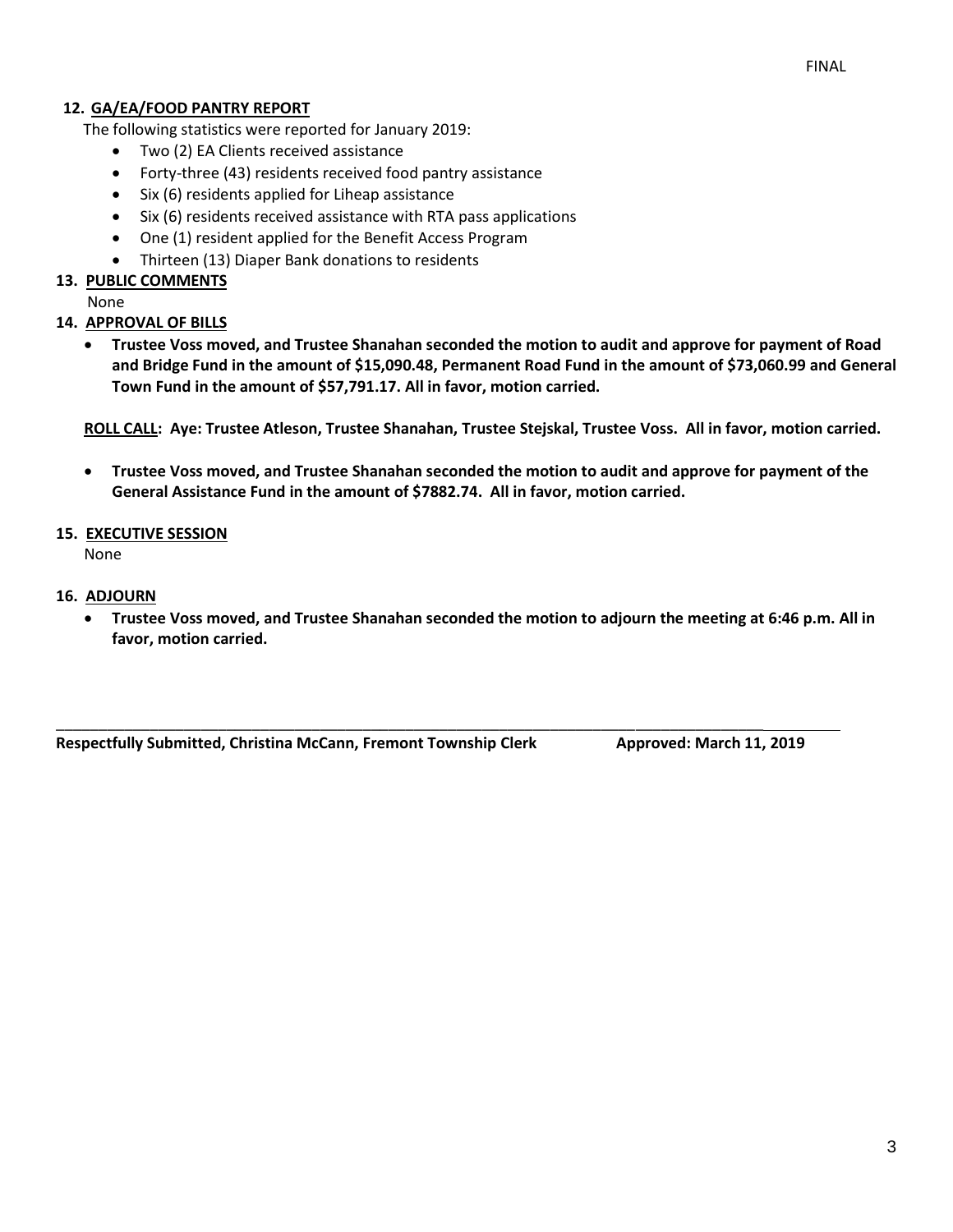FINAL

**12. GA/EA/FOOD PANTRY REPORT**

The following statistics were reported for January 2019:

- Two (2) EA Clients received assistance
- Forty-three (43) residents received food pantry assistance
- Six (6) residents applied for Liheap assistance
- Six (6) residents received assistance with RTA pass applications
- One (1) resident applied for the Benefit Access Program
- Thirteen (13) Diaper Bank donations to residents

**13. PUBLIC COMMENTS**

None

**14. APPROVAL OF BILLS**

- **Trustee Voss moved, and Trustee Shanahan seconded the motion to audit and approve for payment of Road and Bridge Fund in the amount of $15,090.48, Permanent Road Fund in the amount of $73,060.99 and General Town Fund in the amount of $57,791.17. All in favor, motion carried.**

**ROLL CALL: Aye: Trustee Atleson, Trustee Shanahan, Trustee Stejskal, Trustee Voss. All in favor, motion carried.**

- **Trustee Voss moved, and Trustee Shanahan seconded the motion to audit and approve for payment of the General Assistance Fund in the amount of $7882.74. All in favor, motion carried.**

**15. EXECUTIVE SESSION**

None

**16. ADJOURN**

- **Trustee Voss moved, and Trustee Shanahan seconded the motion to adjourn the meeting at 6:46 p.m. All in favor, motion carried.**

---

**Respectfully Submitted, Christina McCann, Fremont Township Clerk** **Approved: March 11, 2019**